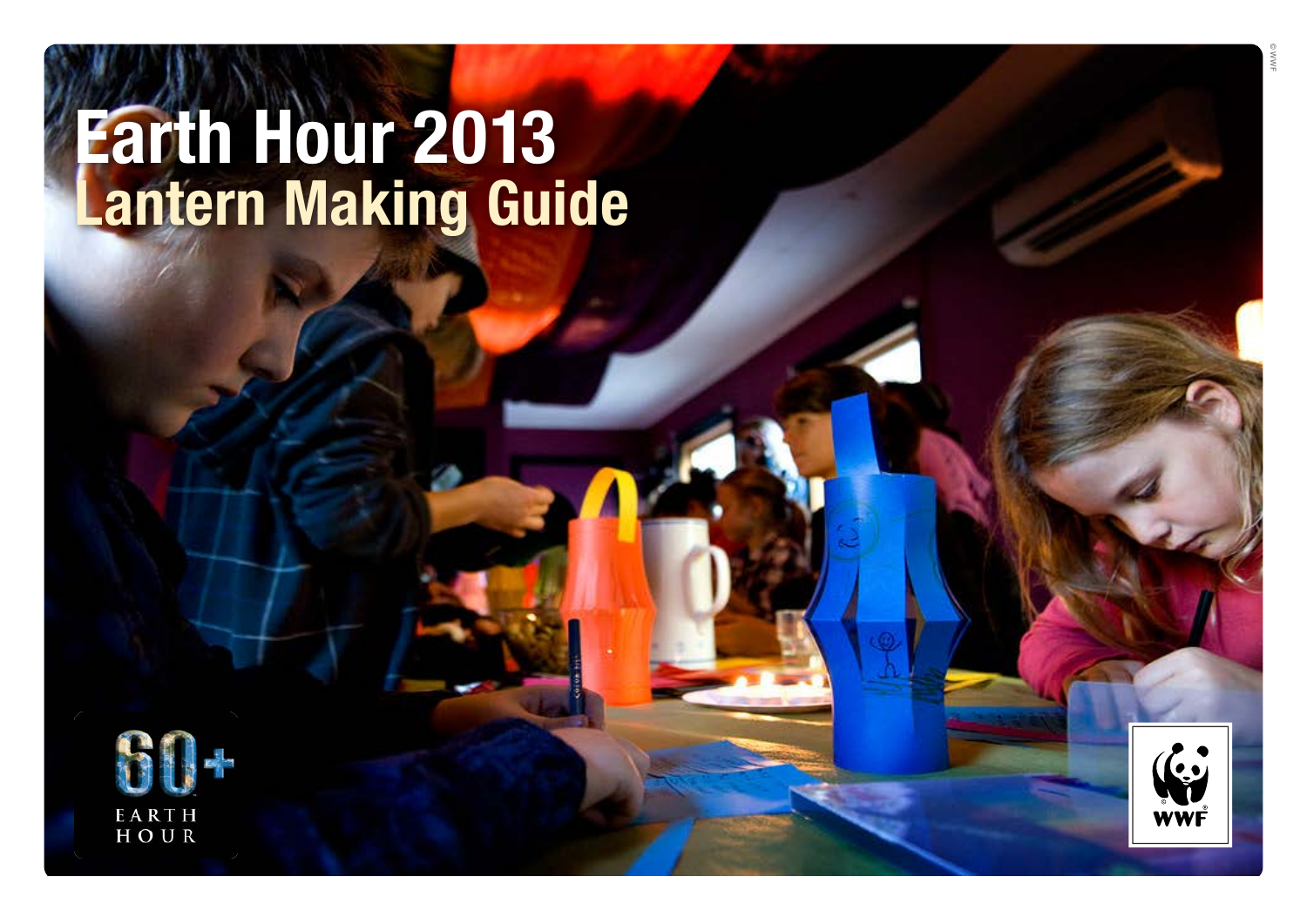# Earth Hour 2013
## Lantern Making Guide

60+ EARTH HOUR

WWF

© WWF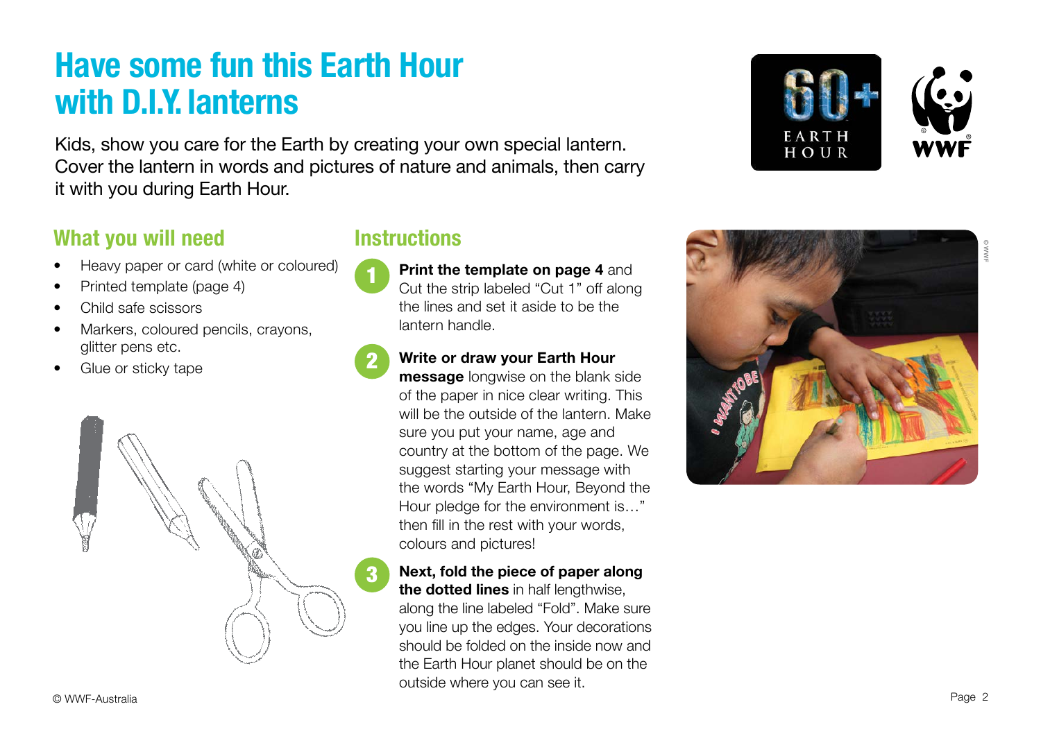# Have some fun this Earth Hour with D.I.Y. lanterns

Kids, show you care for the Earth by creating your own special lantern. Cover the lantern in words and pictures of nature and animals, then carry it with you during Earth Hour.

## What you will need

- Heavy paper or card (white or coloured)
- Printed template (page 4)
- Child safe scissors
- Markers, coloured pencils, crayons, glitter pens etc.
- Glue or sticky tape

## Instructions

1. **Print the template on page 4** and Cut the strip labeled "Cut 1" off along the lines and set it aside to be the lantern handle.
2. **Write or draw your Earth Hour message** longwise on the blank side of the paper in nice clear writing. This will be the outside of the lantern. Make sure you put your name, age and country at the bottom of the page. We suggest starting your message with the words "My Earth Hour, Beyond the Hour pledge for the environment is…" then fill in the rest with your words, colours and pictures!
3. **Next, fold the piece of paper along the dotted lines** in half lengthwise, along the line labeled "Fold". Make sure you line up the edges. Your decorations should be folded on the inside now and the Earth Hour planet should be on the outside where you can see it.

© WWF

© WWF-Australia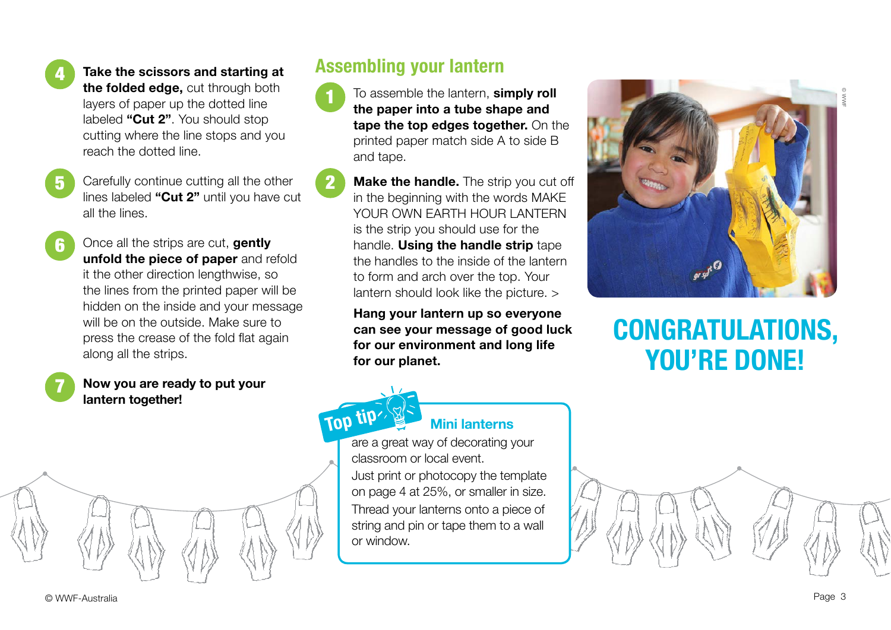4. **Take the scissors and starting at the folded edge,** cut through both layers of paper up the dotted line labeled **"Cut 2"**. You should stop cutting where the line stops and you reach the dotted line.

5. Carefully continue cutting all the other lines labeled **"Cut 2"** until you have cut all the lines.

6. Once all the strips are cut, **gently unfold the piece of paper** and refold it the other direction lengthwise, so the lines from the printed paper will be hidden on the inside and your message will be on the outside. Make sure to press the crease of the fold flat again along all the strips.

7. **Now you are ready to put your lantern together!**

## Assembling your lantern

1. To assemble the lantern, **simply roll the paper into a tube shape and tape the top edges together.** On the printed paper match side A to side B and tape.

2. **Make the handle.** The strip you cut off in the beginning with the words MAKE YOUR OWN EARTH HOUR LANTERN is the strip you should use for the handle. **Using the handle strip** tape the handles to the inside of the lantern to form and arch over the top. Your lantern should look like the picture. >

**Hang your lantern up so everyone can see your message of good luck for our environment and long life for our planet.**

© WWF

# CONGRATULATIONS, YOU'RE DONE!

**Top tip**

### Mini lanterns

are a great way of decorating your classroom or local event.

Just print or photocopy the template on page 4 at 25%, or smaller in size.

Thread your lanterns onto a piece of string and pin or tape them to a wall or window.

© WWF-Australia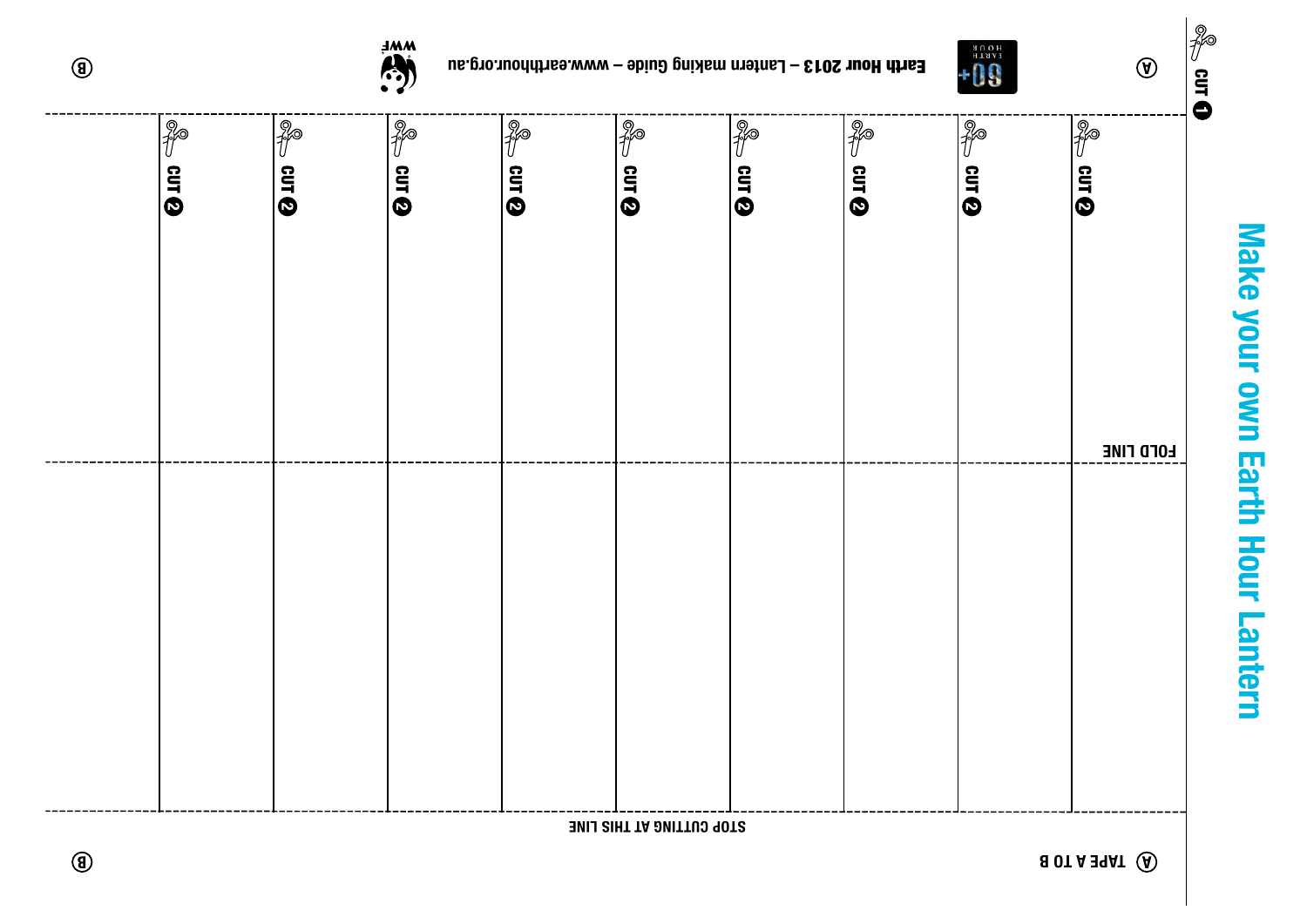# Make your own Earth Hour Lantern

CUT 1

Earth Hour 2013 – Lantern making Guide – www.earthhour.org.au

Ⓐ

Ⓑ

CUT 2

CUT 2

CUT 2

CUT 2

CUT 2

CUT 2

CUT 2

CUT 2

CUT 2

FOLD LINE

STOP CUTTING AT THIS LINE

Ⓐ TAPE A TO B

Ⓑ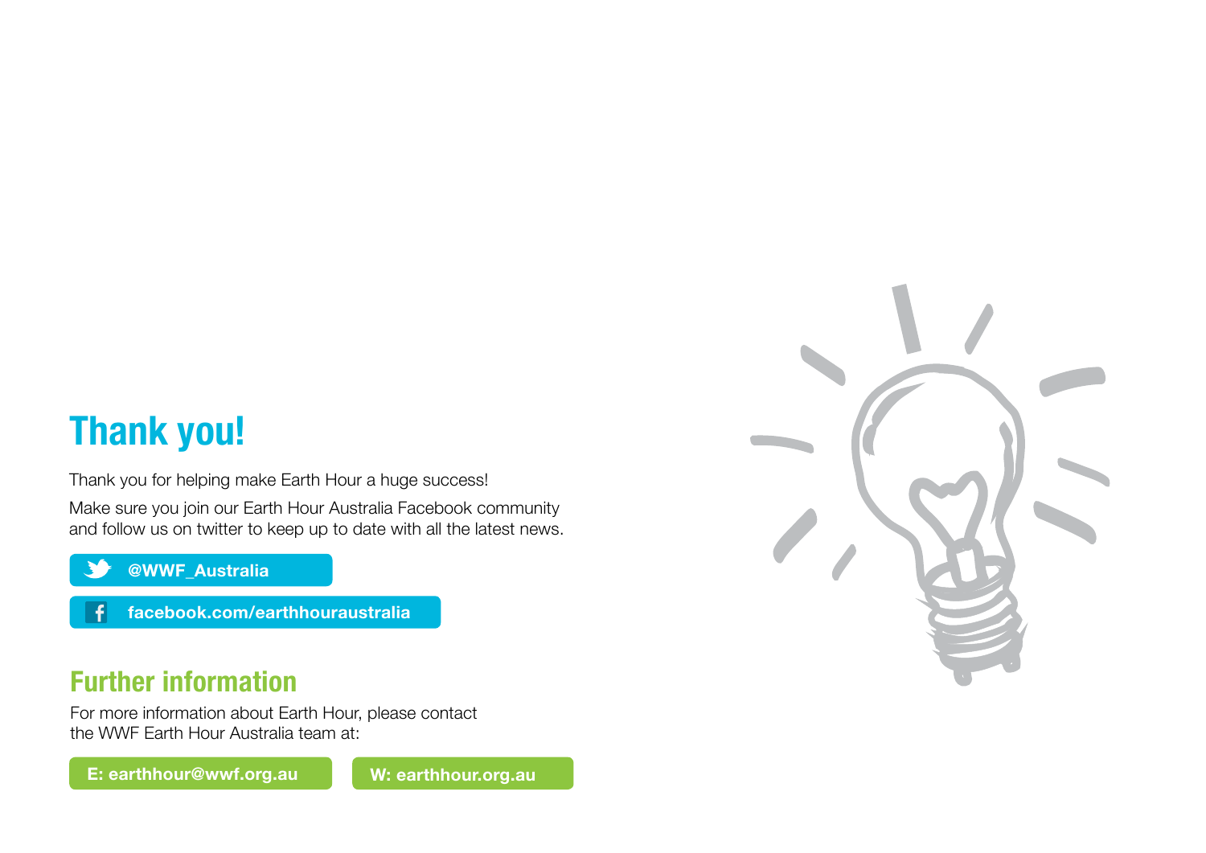# Thank you!

Thank you for helping make Earth Hour a huge success!

Make sure you join our Earth Hour Australia Facebook community and follow us on twitter to keep up to date with all the latest news.

**@WWF_Australia**

**facebook.com/earthhouraustralia**

## Further information

For more information about Earth Hour, please contact the WWF Earth Hour Australia team at:

**E: earthhour@wwf.org.au**

**W: earthhour.org.au**